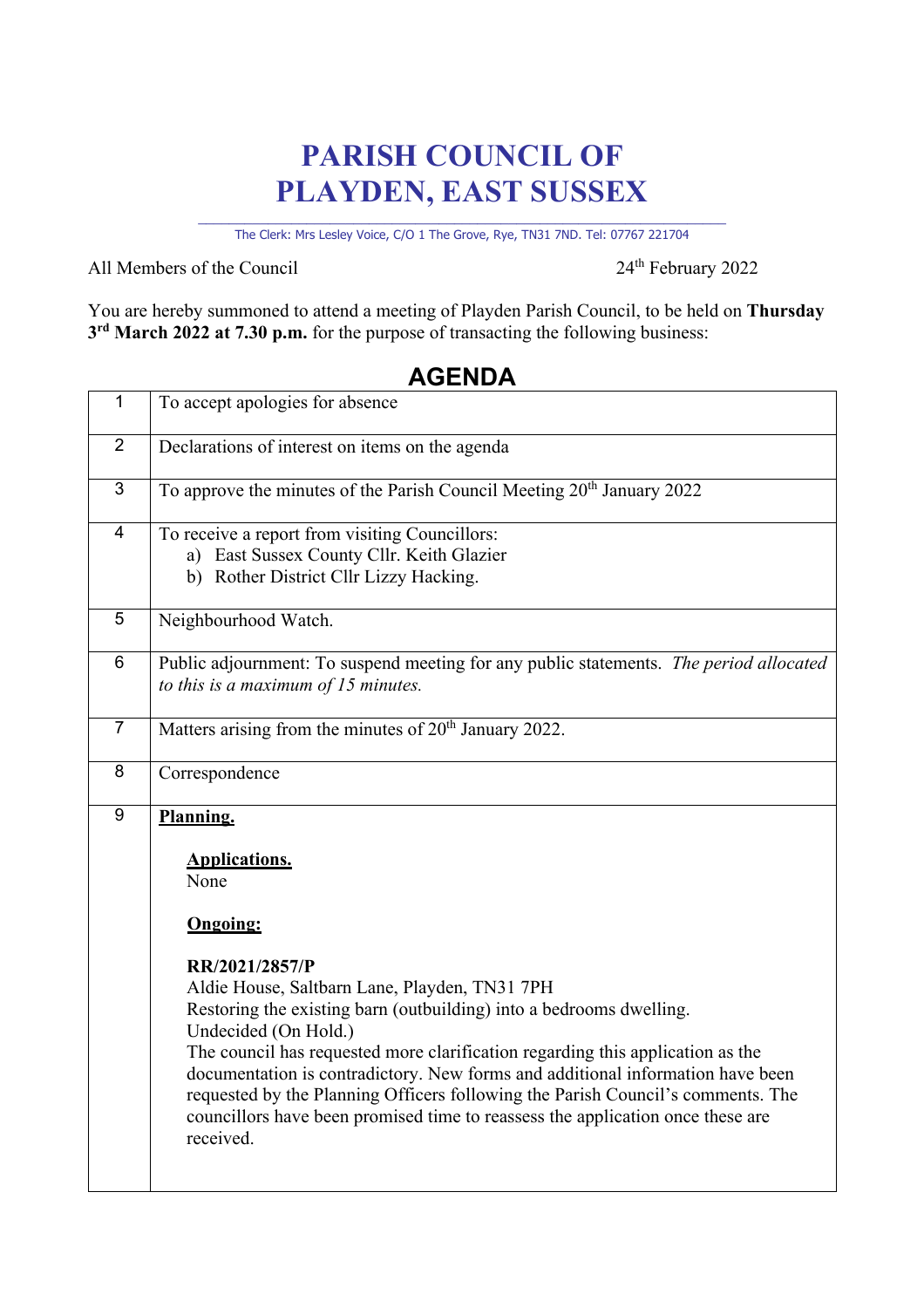# PARISH COUNCIL OF PLAYDEN, EAST SUSSEX

The Clerk: Mrs Lesley Voice, C/O 1 The Grove, Rye, TN31 7ND. Tel: 07767 221704

All Members of the Council

24th February 2022

You are hereby summoned to attend a meeting of Playden Parish Council, to be held on **Thursday 3rd March 2022 at 7.30 p.m.** for the purpose of transacting the following business:

## AGENDA

| | |
|---|---|
| 1 | To accept apologies for absence |
| 2 | Declarations of interest on items on the agenda |
| 3 | To approve the minutes of the Parish Council Meeting 20th January 2022 |
| 4 | To receive a report from visiting Councillors:<br>a) East Sussex County Cllr. Keith Glazier<br>b) Rother District Cllr Lizzy Hacking. |
| 5 | Neighbourhood Watch. |
| 6 | Public adjournment: To suspend meeting for any public statements. *The period allocated to this is a maximum of 15 minutes.* |
| 7 | Matters arising from the minutes of 20th January 2022. |
| 8 | Correspondence |
| 9 | **Planning.**<br><br>**Applications.**<br>None<br><br>**Ongoing:**<br><br>**RR/2021/2857/P**<br>Aldie House, Saltbarn Lane, Playden, TN31 7PH<br>Restoring the existing barn (outbuilding) into a bedrooms dwelling.<br>Undecided (On Hold.)<br>The council has requested more clarification regarding this application as the documentation is contradictory. New forms and additional information have been requested by the Planning Officers following the Parish Council's comments. The councillors have been promised time to reassess the application once these are received. |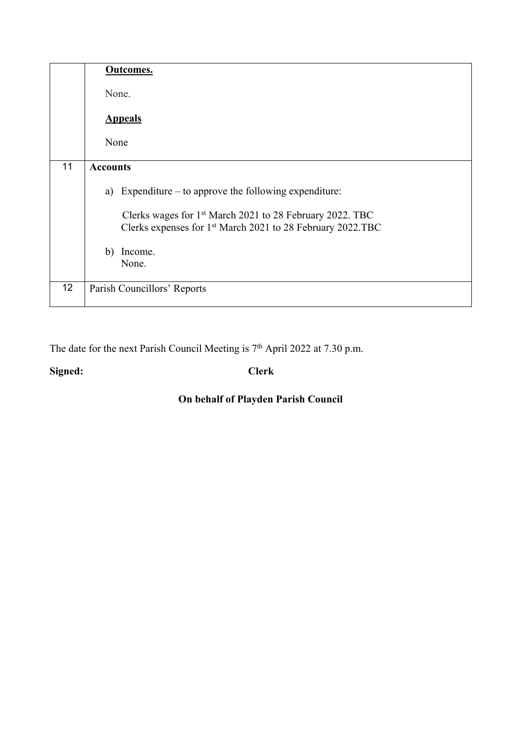| | |
|---|---|
| | **Outcomes.**<br><br>None.<br><br>**Appeals**<br><br>None |
| 11 | **Accounts**<br><br>a) Expenditure – to approve the following expenditure:<br><br>Clerks wages for 1st March 2021 to 28 February 2022. TBC<br>Clerks expenses for 1st March 2021 to 28 February 2022.TBC<br><br>b) Income.<br>None. |
| 12 | Parish Councillors' Reports |

The date for the next Parish Council Meeting is 7th April 2022 at 7.30 p.m.

**Signed:** **Clerk**

**On behalf of Playden Parish Council**